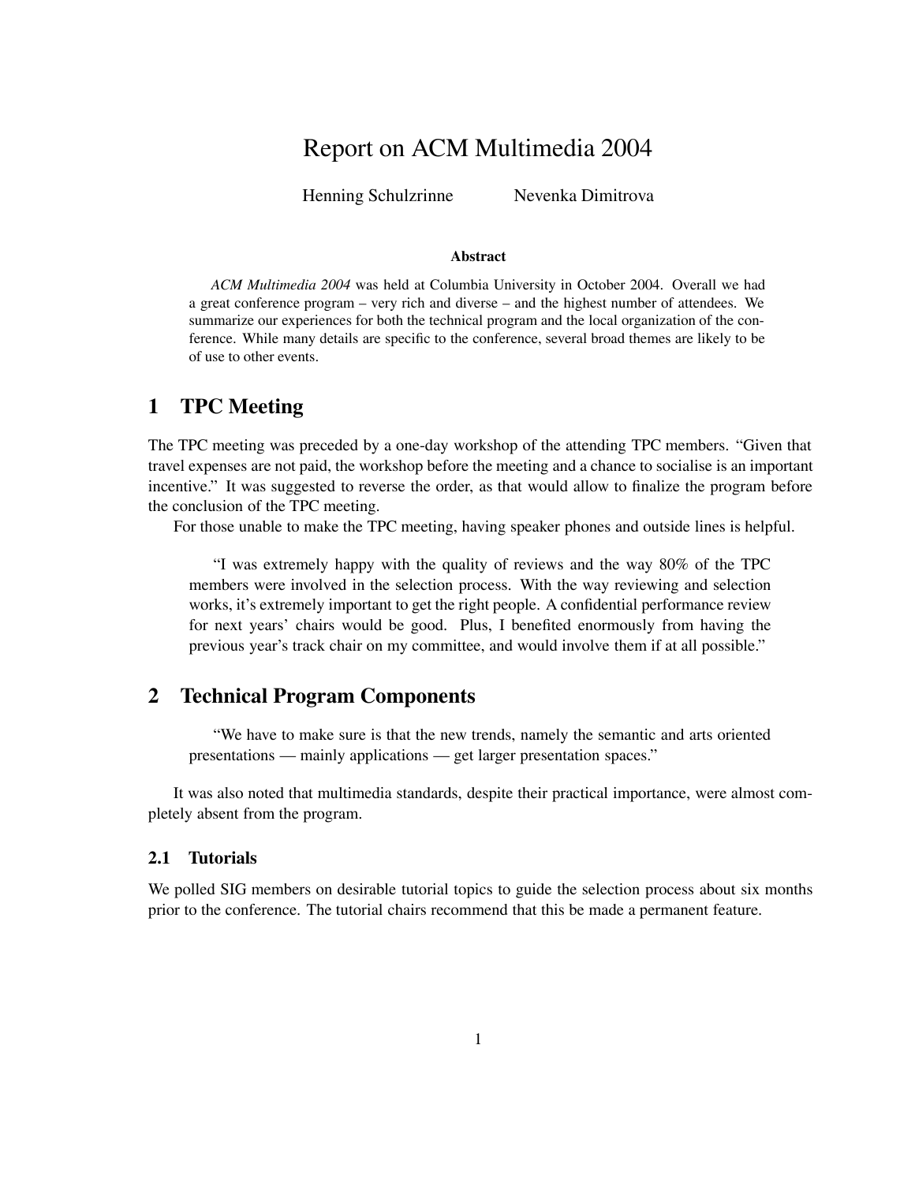# Report on ACM Multimedia 2004

Henning Schulzrinne Nevenka Dimitrova

**Abstract**

*ACM Multimedia 2004* was held at Columbia University in October 2004. Overall we had a great conference program – very rich and diverse – and the highest number of attendees. We summarize our experiences for both the technical program and the local organization of the conference. While many details are specific to the conference, several broad themes are likely to be of use to other events.

## 1 TPC Meeting

The TPC meeting was preceded by a one-day workshop of the attending TPC members. "Given that travel expenses are not paid, the workshop before the meeting and a chance to socialise is an important incentive." It was suggested to reverse the order, as that would allow to finalize the program before the conclusion of the TPC meeting.

For those unable to make the TPC meeting, having speaker phones and outside lines is helpful.

> "I was extremely happy with the quality of reviews and the way 80% of the TPC members were involved in the selection process. With the way reviewing and selection works, it's extremely important to get the right people. A confidential performance review for next years' chairs would be good. Plus, I benefited enormously from having the previous year's track chair on my committee, and would involve them if at all possible."

## 2 Technical Program Components

> "We have to make sure is that the new trends, namely the semantic and arts oriented presentations — mainly applications — get larger presentation spaces."

It was also noted that multimedia standards, despite their practical importance, were almost completely absent from the program.

### 2.1 Tutorials

We polled SIG members on desirable tutorial topics to guide the selection process about six months prior to the conference. The tutorial chairs recommend that this be made a permanent feature.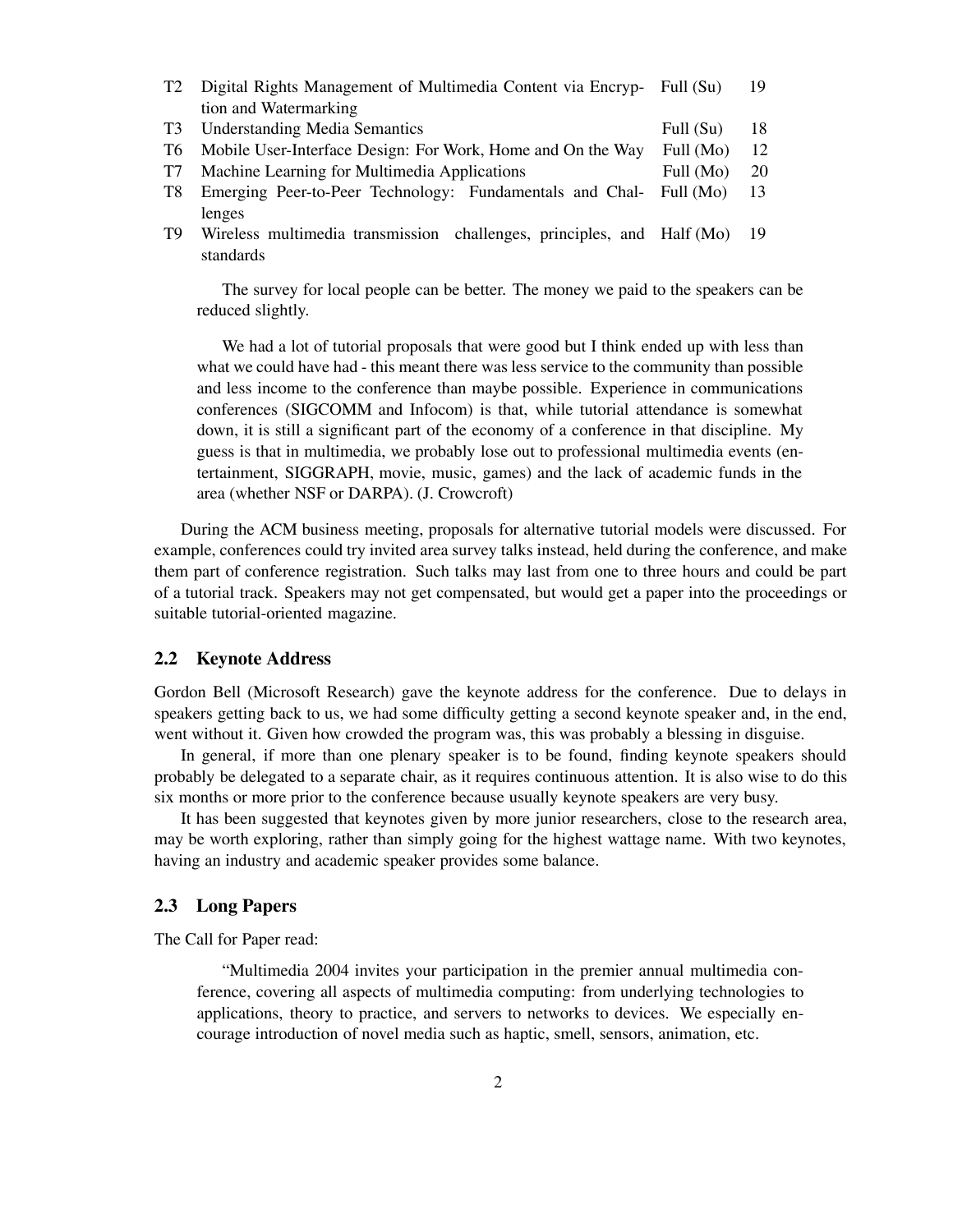| | | | |
|---|---|---|---|
| T2 | Digital Rights Management of Multimedia Content via Encryption and Watermarking | Full (Su) | 19 |
| T3 | Understanding Media Semantics | Full (Su) | 18 |
| T6 | Mobile User-Interface Design: For Work, Home and On the Way | Full (Mo) | 12 |
| T7 | Machine Learning for Multimedia Applications | Full (Mo) | 20 |
| T8 | Emerging Peer-to-Peer Technology: Fundamentals and Challenges | Full (Mo) | 13 |
| T9 | Wireless multimedia transmission challenges, principles, and standards | Half (Mo) | 19 |

> The survey for local people can be better. The money we paid to the speakers can be reduced slightly.
>
> We had a lot of tutorial proposals that were good but I think ended up with less than what we could have had - this meant there was less service to the community than possible and less income to the conference than maybe possible. Experience in communications conferences (SIGCOMM and Infocom) is that, while tutorial attendance is somewhat down, it is still a significant part of the economy of a conference in that discipline. My guess is that in multimedia, we probably lose out to professional multimedia events (entertainment, SIGGRAPH, movie, music, games) and the lack of academic funds in the area (whether NSF or DARPA). (J. Crowcroft)

During the ACM business meeting, proposals for alternative tutorial models were discussed. For example, conferences could try invited area survey talks instead, held during the conference, and make them part of conference registration. Such talks may last from one to three hours and could be part of a tutorial track. Speakers may not get compensated, but would get a paper into the proceedings or suitable tutorial-oriented magazine.

## 2.2 Keynote Address

Gordon Bell (Microsoft Research) gave the keynote address for the conference. Due to delays in speakers getting back to us, we had some difficulty getting a second keynote speaker and, in the end, went without it. Given how crowded the program was, this was probably a blessing in disguise.

In general, if more than one plenary speaker is to be found, finding keynote speakers should probably be delegated to a separate chair, as it requires continuous attention. It is also wise to do this six months or more prior to the conference because usually keynote speakers are very busy.

It has been suggested that keynotes given by more junior researchers, close to the research area, may be worth exploring, rather than simply going for the highest wattage name. With two keynotes, having an industry and academic speaker provides some balance.

## 2.3 Long Papers

The Call for Paper read:

> "Multimedia 2004 invites your participation in the premier annual multimedia conference, covering all aspects of multimedia computing: from underlying technologies to applications, theory to practice, and servers to networks to devices. We especially encourage introduction of novel media such as haptic, smell, sensors, animation, etc.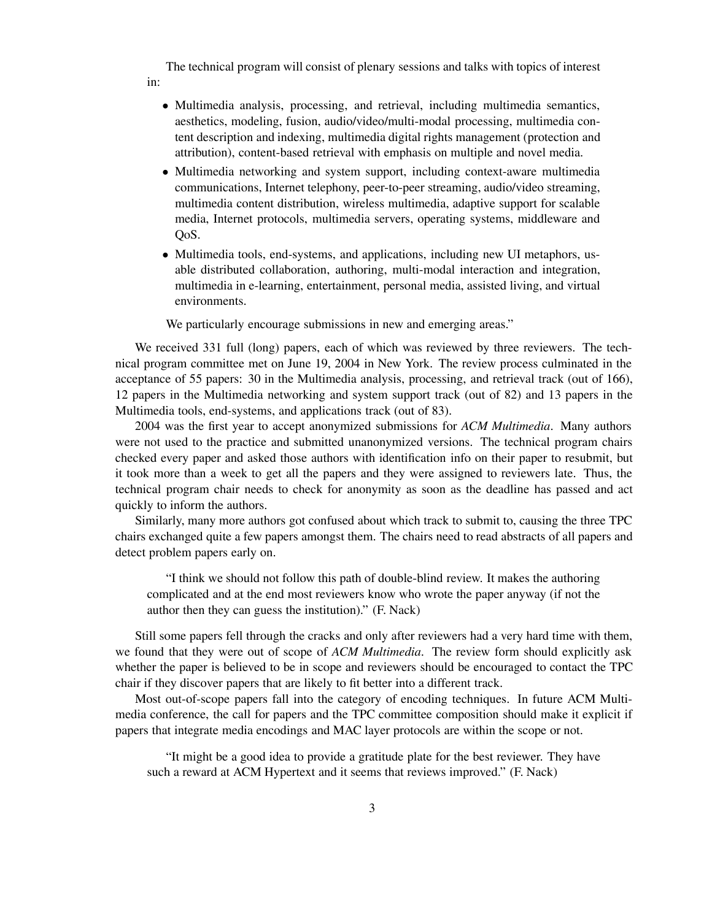The technical program will consist of plenary sessions and talks with topics of interest in:

- Multimedia analysis, processing, and retrieval, including multimedia semantics, aesthetics, modeling, fusion, audio/video/multi-modal processing, multimedia content description and indexing, multimedia digital rights management (protection and attribution), content-based retrieval with emphasis on multiple and novel media.
- Multimedia networking and system support, including context-aware multimedia communications, Internet telephony, peer-to-peer streaming, audio/video streaming, multimedia content distribution, wireless multimedia, adaptive support for scalable media, Internet protocols, multimedia servers, operating systems, middleware and QoS.
- Multimedia tools, end-systems, and applications, including new UI metaphors, usable distributed collaboration, authoring, multi-modal interaction and integration, multimedia in e-learning, entertainment, personal media, assisted living, and virtual environments.

We particularly encourage submissions in new and emerging areas."

We received 331 full (long) papers, each of which was reviewed by three reviewers. The technical program committee met on June 19, 2004 in New York. The review process culminated in the acceptance of 55 papers: 30 in the Multimedia analysis, processing, and retrieval track (out of 166), 12 papers in the Multimedia networking and system support track (out of 82) and 13 papers in the Multimedia tools, end-systems, and applications track (out of 83).

2004 was the first year to accept anonymized submissions for *ACM Multimedia*. Many authors were not used to the practice and submitted unanonymized versions. The technical program chairs checked every paper and asked those authors with identification info on their paper to resubmit, but it took more than a week to get all the papers and they were assigned to reviewers late. Thus, the technical program chair needs to check for anonymity as soon as the deadline has passed and act quickly to inform the authors.

Similarly, many more authors got confused about which track to submit to, causing the three TPC chairs exchanged quite a few papers amongst them. The chairs need to read abstracts of all papers and detect problem papers early on.

> "I think we should not follow this path of double-blind review. It makes the authoring complicated and at the end most reviewers know who wrote the paper anyway (if not the author then they can guess the institution)." (F. Nack)

Still some papers fell through the cracks and only after reviewers had a very hard time with them, we found that they were out of scope of *ACM Multimedia*. The review form should explicitly ask whether the paper is believed to be in scope and reviewers should be encouraged to contact the TPC chair if they discover papers that are likely to fit better into a different track.

Most out-of-scope papers fall into the category of encoding techniques. In future ACM Multimedia conference, the call for papers and the TPC committee composition should make it explicit if papers that integrate media encodings and MAC layer protocols are within the scope or not.

> "It might be a good idea to provide a gratitude plate for the best reviewer. They have such a reward at ACM Hypertext and it seems that reviews improved." (F. Nack)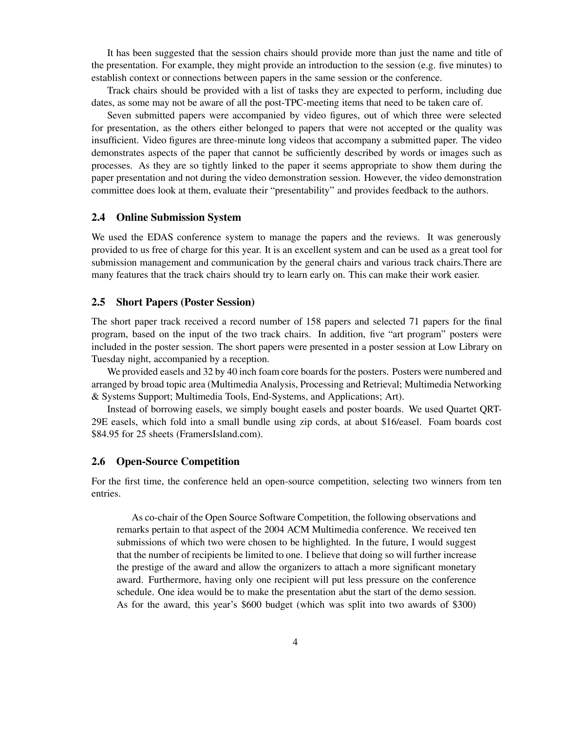It has been suggested that the session chairs should provide more than just the name and title of the presentation. For example, they might provide an introduction to the session (e.g. five minutes) to establish context or connections between papers in the same session or the conference.

Track chairs should be provided with a list of tasks they are expected to perform, including due dates, as some may not be aware of all the post-TPC-meeting items that need to be taken care of.

Seven submitted papers were accompanied by video figures, out of which three were selected for presentation, as the others either belonged to papers that were not accepted or the quality was insufficient. Video figures are three-minute long videos that accompany a submitted paper. The video demonstrates aspects of the paper that cannot be sufficiently described by words or images such as processes. As they are so tightly linked to the paper it seems appropriate to show them during the paper presentation and not during the video demonstration session. However, the video demonstration committee does look at them, evaluate their "presentability" and provides feedback to the authors.

### 2.4 Online Submission System

We used the EDAS conference system to manage the papers and the reviews. It was generously provided to us free of charge for this year. It is an excellent system and can be used as a great tool for submission management and communication by the general chairs and various track chairs.There are many features that the track chairs should try to learn early on. This can make their work easier.

### 2.5 Short Papers (Poster Session)

The short paper track received a record number of 158 papers and selected 71 papers for the final program, based on the input of the two track chairs. In addition, five "art program" posters were included in the poster session. The short papers were presented in a poster session at Low Library on Tuesday night, accompanied by a reception.

We provided easels and 32 by 40 inch foam core boards for the posters. Posters were numbered and arranged by broad topic area (Multimedia Analysis, Processing and Retrieval; Multimedia Networking & Systems Support; Multimedia Tools, End-Systems, and Applications; Art).

Instead of borrowing easels, we simply bought easels and poster boards. We used Quartet QRT-29E easels, which fold into a small bundle using zip cords, at about $16/easel. Foam boards cost $84.95 for 25 sheets (FramersIsland.com).

### 2.6 Open-Source Competition

For the first time, the conference held an open-source competition, selecting two winners from ten entries.

> As co-chair of the Open Source Software Competition, the following observations and remarks pertain to that aspect of the 2004 ACM Multimedia conference. We received ten submissions of which two were chosen to be highlighted. In the future, I would suggest that the number of recipients be limited to one. I believe that doing so will further increase the prestige of the award and allow the organizers to attach a more significant monetary award. Furthermore, having only one recipient will put less pressure on the conference schedule. One idea would be to make the presentation abut the start of the demo session. As for the award, this year's $600 budget (which was split into two awards of $300)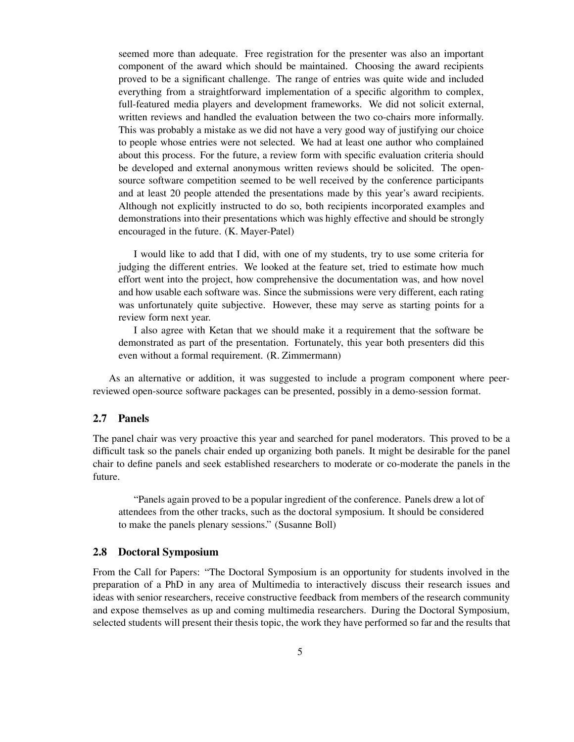seemed more than adequate. Free registration for the presenter was also an important component of the award which should be maintained. Choosing the award recipients proved to be a significant challenge. The range of entries was quite wide and included everything from a straightforward implementation of a specific algorithm to complex, full-featured media players and development frameworks. We did not solicit external, written reviews and handled the evaluation between the two co-chairs more informally. This was probably a mistake as we did not have a very good way of justifying our choice to people whose entries were not selected. We had at least one author who complained about this process. For the future, a review form with specific evaluation criteria should be developed and external anonymous written reviews should be solicited. The open-source software competition seemed to be well received by the conference participants and at least 20 people attended the presentations made by this year's award recipients. Although not explicitly instructed to do so, both recipients incorporated examples and demonstrations into their presentations which was highly effective and should be strongly encouraged in the future. (K. Mayer-Patel)

> I would like to add that I did, with one of my students, try to use some criteria for judging the different entries. We looked at the feature set, tried to estimate how much effort went into the project, how comprehensive the documentation was, and how novel and how usable each software was. Since the submissions were very different, each rating was unfortunately quite subjective. However, these may serve as starting points for a review form next year.
>
> I also agree with Ketan that we should make it a requirement that the software be demonstrated as part of the presentation. Fortunately, this year both presenters did this even without a formal requirement. (R. Zimmermann)

As an alternative or addition, it was suggested to include a program component where peer-reviewed open-source software packages can be presented, possibly in a demo-session format.

### 2.7 Panels

The panel chair was very proactive this year and searched for panel moderators. This proved to be a difficult task so the panels chair ended up organizing both panels. It might be desirable for the panel chair to define panels and seek established researchers to moderate or co-moderate the panels in the future.

> "Panels again proved to be a popular ingredient of the conference. Panels drew a lot of attendees from the other tracks, such as the doctoral symposium. It should be considered to make the panels plenary sessions." (Susanne Boll)

### 2.8 Doctoral Symposium

From the Call for Papers: "The Doctoral Symposium is an opportunity for students involved in the preparation of a PhD in any area of Multimedia to interactively discuss their research issues and ideas with senior researchers, receive constructive feedback from members of the research community and expose themselves as up and coming multimedia researchers. During the Doctoral Symposium, selected students will present their thesis topic, the work they have performed so far and the results that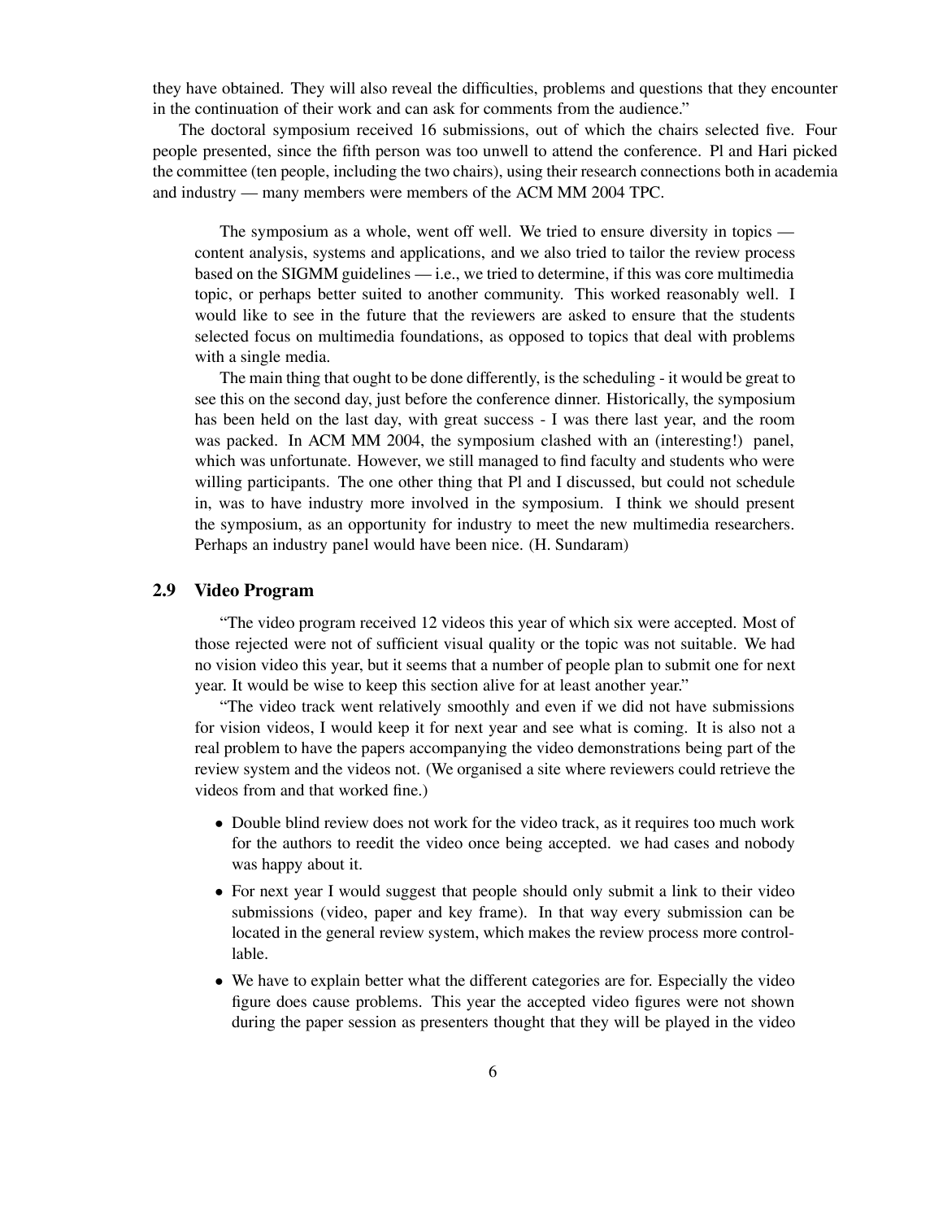they have obtained. They will also reveal the difficulties, problems and questions that they encounter in the continuation of their work and can ask for comments from the audience."

The doctoral symposium received 16 submissions, out of which the chairs selected five. Four people presented, since the fifth person was too unwell to attend the conference. Pl and Hari picked the committee (ten people, including the two chairs), using their research connections both in academia and industry — many members were members of the ACM MM 2004 TPC.

> The symposium as a whole, went off well. We tried to ensure diversity in topics — content analysis, systems and applications, and we also tried to tailor the review process based on the SIGMM guidelines — i.e., we tried to determine, if this was core multimedia topic, or perhaps better suited to another community. This worked reasonably well. I would like to see in the future that the reviewers are asked to ensure that the students selected focus on multimedia foundations, as opposed to topics that deal with problems with a single media.
>
> The main thing that ought to be done differently, is the scheduling - it would be great to see this on the second day, just before the conference dinner. Historically, the symposium has been held on the last day, with great success - I was there last year, and the room was packed. In ACM MM 2004, the symposium clashed with an (interesting!) panel, which was unfortunate. However, we still managed to find faculty and students who were willing participants. The one other thing that Pl and I discussed, but could not schedule in, was to have industry more involved in the symposium. I think we should present the symposium, as an opportunity for industry to meet the new multimedia researchers. Perhaps an industry panel would have been nice. (H. Sundaram)

### 2.9 Video Program

> "The video program received 12 videos this year of which six were accepted. Most of those rejected were not of sufficient visual quality or the topic was not suitable. We had no vision video this year, but it seems that a number of people plan to submit one for next year. It would be wise to keep this section alive for at least another year."
>
> "The video track went relatively smoothly and even if we did not have submissions for vision videos, I would keep it for next year and see what is coming. It is also not a real problem to have the papers accompanying the video demonstrations being part of the review system and the videos not. (We organised a site where reviewers could retrieve the videos from and that worked fine.)
>
> - Double blind review does not work for the video track, as it requires too much work for the authors to reedit the video once being accepted. we had cases and nobody was happy about it.
> - For next year I would suggest that people should only submit a link to their video submissions (video, paper and key frame). In that way every submission can be located in the general review system, which makes the review process more controllable.
> - We have to explain better what the different categories are for. Especially the video figure does cause problems. This year the accepted video figures were not shown during the paper session as presenters thought that they will be played in the video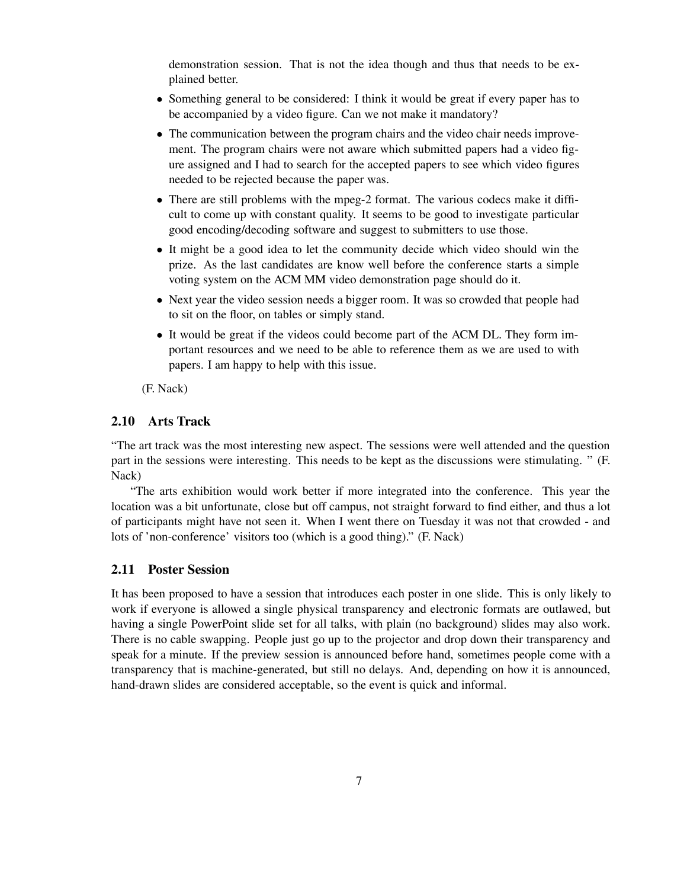demonstration session. That is not the idea though and thus that needs to be explained better.

- Something general to be considered: I think it would be great if every paper has to be accompanied by a video figure. Can we not make it mandatory?
- The communication between the program chairs and the video chair needs improvement. The program chairs were not aware which submitted papers had a video figure assigned and I had to search for the accepted papers to see which video figures needed to be rejected because the paper was.
- There are still problems with the mpeg-2 format. The various codecs make it difficult to come up with constant quality. It seems to be good to investigate particular good encoding/decoding software and suggest to submitters to use those.
- It might be a good idea to let the community decide which video should win the prize. As the last candidates are know well before the conference starts a simple voting system on the ACM MM video demonstration page should do it.
- Next year the video session needs a bigger room. It was so crowded that people had to sit on the floor, on tables or simply stand.
- It would be great if the videos could become part of the ACM DL. They form important resources and we need to be able to reference them as we are used to with papers. I am happy to help with this issue.

(F. Nack)

### 2.10 Arts Track

"The art track was the most interesting new aspect. The sessions were well attended and the question part in the sessions were interesting. This needs to be kept as the discussions were stimulating. " (F. Nack)

"The arts exhibition would work better if more integrated into the conference. This year the location was a bit unfortunate, close but off campus, not straight forward to find either, and thus a lot of participants might have not seen it. When I went there on Tuesday it was not that crowded - and lots of 'non-conference' visitors too (which is a good thing)." (F. Nack)

### 2.11 Poster Session

It has been proposed to have a session that introduces each poster in one slide. This is only likely to work if everyone is allowed a single physical transparency and electronic formats are outlawed, but having a single PowerPoint slide set for all talks, with plain (no background) slides may also work. There is no cable swapping. People just go up to the projector and drop down their transparency and speak for a minute. If the preview session is announced before hand, sometimes people come with a transparency that is machine-generated, but still no delays. And, depending on how it is announced, hand-drawn slides are considered acceptable, so the event is quick and informal.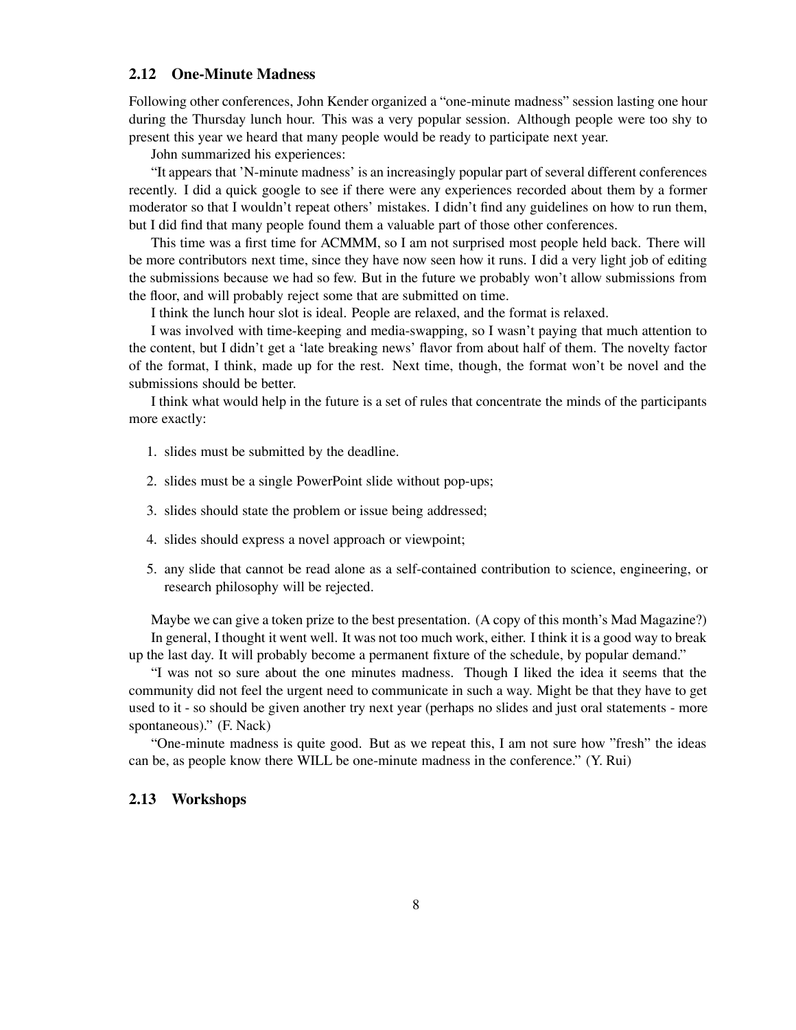## 2.12 One-Minute Madness

Following other conferences, John Kender organized a "one-minute madness" session lasting one hour during the Thursday lunch hour. This was a very popular session. Although people were too shy to present this year we heard that many people would be ready to participate next year.

John summarized his experiences:

"It appears that 'N-minute madness' is an increasingly popular part of several different conferences recently. I did a quick google to see if there were any experiences recorded about them by a former moderator so that I wouldn't repeat others' mistakes. I didn't find any guidelines on how to run them, but I did find that many people found them a valuable part of those other conferences.

This time was a first time for ACMMM, so I am not surprised most people held back. There will be more contributors next time, since they have now seen how it runs. I did a very light job of editing the submissions because we had so few. But in the future we probably won't allow submissions from the floor, and will probably reject some that are submitted on time.

I think the lunch hour slot is ideal. People are relaxed, and the format is relaxed.

I was involved with time-keeping and media-swapping, so I wasn't paying that much attention to the content, but I didn't get a 'late breaking news' flavor from about half of them. The novelty factor of the format, I think, made up for the rest. Next time, though, the format won't be novel and the submissions should be better.

I think what would help in the future is a set of rules that concentrate the minds of the participants more exactly:

1. slides must be submitted by the deadline.
2. slides must be a single PowerPoint slide without pop-ups;
3. slides should state the problem or issue being addressed;
4. slides should express a novel approach or viewpoint;
5. any slide that cannot be read alone as a self-contained contribution to science, engineering, or research philosophy will be rejected.

Maybe we can give a token prize to the best presentation. (A copy of this month's Mad Magazine?)

In general, I thought it went well. It was not too much work, either. I think it is a good way to break up the last day. It will probably become a permanent fixture of the schedule, by popular demand."

"I was not so sure about the one minutes madness. Though I liked the idea it seems that the community did not feel the urgent need to communicate in such a way. Might be that they have to get used to it - so should be given another try next year (perhaps no slides and just oral statements - more spontaneous)." (F. Nack)

"One-minute madness is quite good. But as we repeat this, I am not sure how "fresh" the ideas can be, as people know there WILL be one-minute madness in the conference." (Y. Rui)

## 2.13 Workshops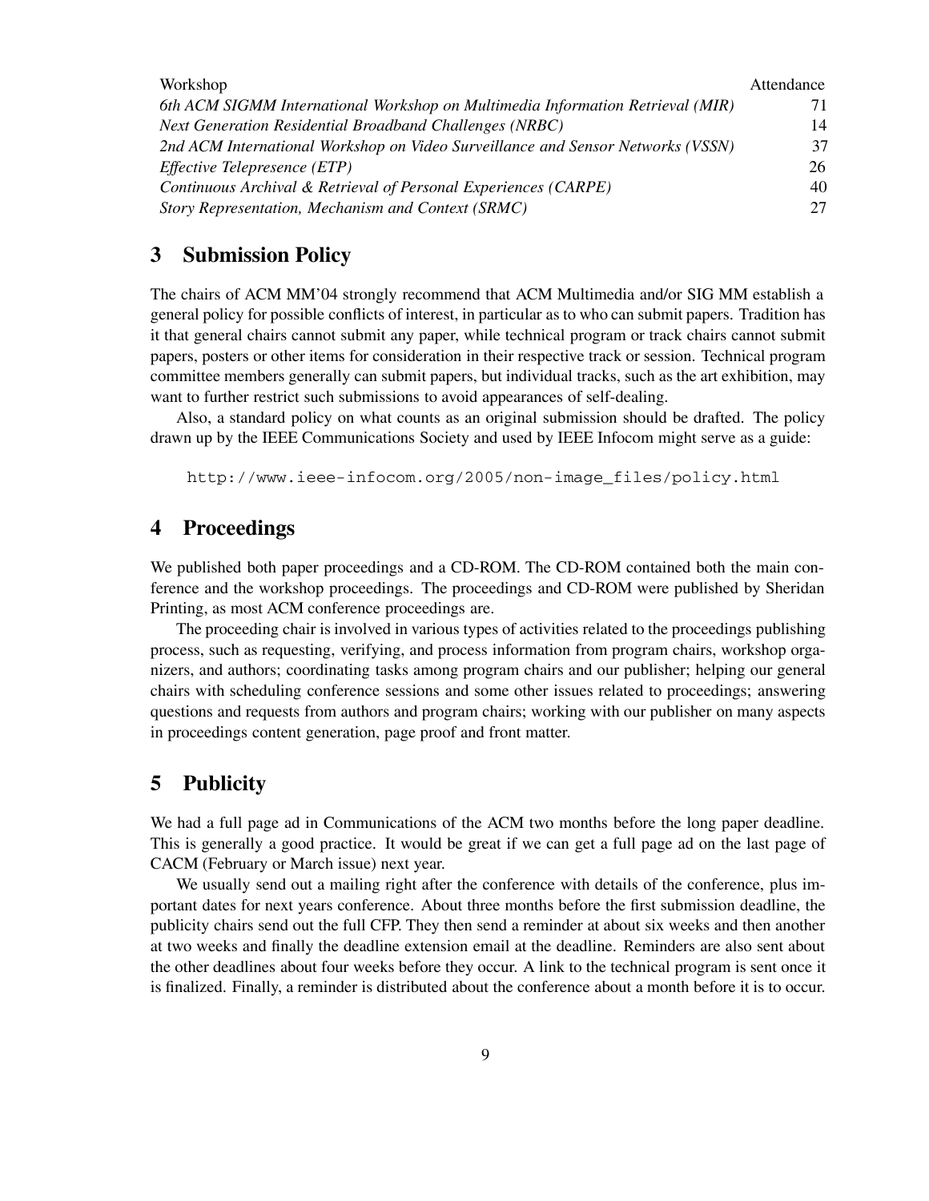| Workshop | Attendance |
|---|---|
| *6th ACM SIGMM International Workshop on Multimedia Information Retrieval (MIR)* | 71 |
| *Next Generation Residential Broadband Challenges (NRBC)* | 14 |
| *2nd ACM International Workshop on Video Surveillance and Sensor Networks (VSSN)* | 37 |
| *Effective Telepresence (ETP)* | 26 |
| *Continuous Archival & Retrieval of Personal Experiences (CARPE)* | 40 |
| *Story Representation, Mechanism and Context (SRMC)* | 27 |

## 3 Submission Policy

The chairs of ACM MM'04 strongly recommend that ACM Multimedia and/or SIG MM establish a general policy for possible conflicts of interest, in particular as to who can submit papers. Tradition has it that general chairs cannot submit any paper, while technical program or track chairs cannot submit papers, posters or other items for consideration in their respective track or session. Technical program committee members generally can submit papers, but individual tracks, such as the art exhibition, may want to further restrict such submissions to avoid appearances of self-dealing.

Also, a standard policy on what counts as an original submission should be drafted. The policy drawn up by the IEEE Communications Society and used by IEEE Infocom might serve as a guide:

```
http://www.ieee-infocom.org/2005/non-image_files/policy.html
```

## 4 Proceedings

We published both paper proceedings and a CD-ROM. The CD-ROM contained both the main conference and the workshop proceedings. The proceedings and CD-ROM were published by Sheridan Printing, as most ACM conference proceedings are.

The proceeding chair is involved in various types of activities related to the proceedings publishing process, such as requesting, verifying, and process information from program chairs, workshop organizers, and authors; coordinating tasks among program chairs and our publisher; helping our general chairs with scheduling conference sessions and some other issues related to proceedings; answering questions and requests from authors and program chairs; working with our publisher on many aspects in proceedings content generation, page proof and front matter.

## 5 Publicity

We had a full page ad in Communications of the ACM two months before the long paper deadline. This is generally a good practice. It would be great if we can get a full page ad on the last page of CACM (February or March issue) next year.

We usually send out a mailing right after the conference with details of the conference, plus important dates for next years conference. About three months before the first submission deadline, the publicity chairs send out the full CFP. They then send a reminder at about six weeks and then another at two weeks and finally the deadline extension email at the deadline. Reminders are also sent about the other deadlines about four weeks before they occur. A link to the technical program is sent once it is finalized. Finally, a reminder is distributed about the conference about a month before it is to occur.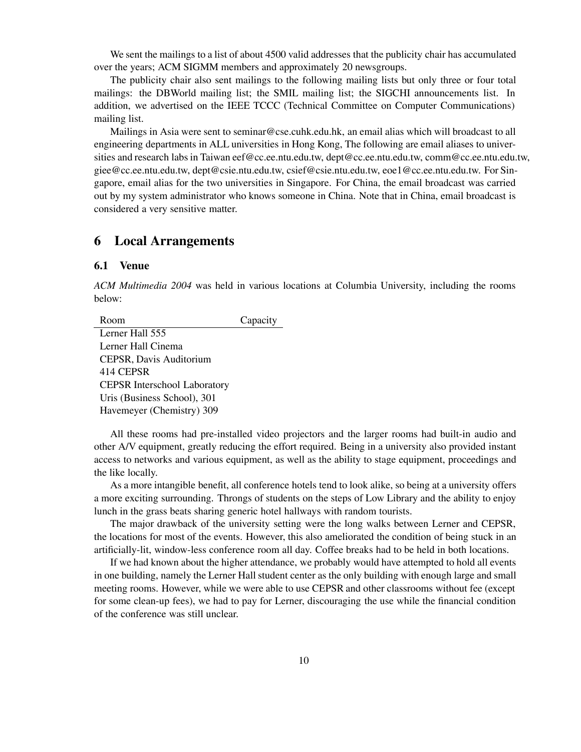We sent the mailings to a list of about 4500 valid addresses that the publicity chair has accumulated over the years; ACM SIGMM members and approximately 20 newsgroups.

The publicity chair also sent mailings to the following mailing lists but only three or four total mailings: the DBWorld mailing list; the SMIL mailing list; the SIGCHI announcements list. In addition, we advertised on the IEEE TCCC (Technical Committee on Computer Communications) mailing list.

Mailings in Asia were sent to seminar@cse.cuhk.edu.hk, an email alias which will broadcast to all engineering departments in ALL universities in Hong Kong, The following are email aliases to universities and research labs in Taiwan eef@cc.ee.ntu.edu.tw, dept@cc.ee.ntu.edu.tw, comm@cc.ee.ntu.edu.tw, giee@cc.ee.ntu.edu.tw, dept@csie.ntu.edu.tw, csief@csie.ntu.edu.tw, eoe1@cc.ee.ntu.edu.tw. For Singapore, email alias for the two universities in Singapore. For China, the email broadcast was carried out by my system administrator who knows someone in China. Note that in China, email broadcast is considered a very sensitive matter.

# 6 Local Arrangements

## 6.1 Venue

*ACM Multimedia 2004* was held in various locations at Columbia University, including the rooms below:

| Room | Capacity |
|---|---|
| Lerner Hall 555 | |
| Lerner Hall Cinema | |
| CEPSR, Davis Auditorium | |
| 414 CEPSR | |
| CEPSR Interschool Laboratory | |
| Uris (Business School), 301 | |
| Havemeyer (Chemistry) 309 | |

All these rooms had pre-installed video projectors and the larger rooms had built-in audio and other A/V equipment, greatly reducing the effort required. Being in a university also provided instant access to networks and various equipment, as well as the ability to stage equipment, proceedings and the like locally.

As a more intangible benefit, all conference hotels tend to look alike, so being at a university offers a more exciting surrounding. Throngs of students on the steps of Low Library and the ability to enjoy lunch in the grass beats sharing generic hotel hallways with random tourists.

The major drawback of the university setting were the long walks between Lerner and CEPSR, the locations for most of the events. However, this also ameliorated the condition of being stuck in an artificially-lit, window-less conference room all day. Coffee breaks had to be held in both locations.

If we had known about the higher attendance, we probably would have attempted to hold all events in one building, namely the Lerner Hall student center as the only building with enough large and small meeting rooms. However, while we were able to use CEPSR and other classrooms without fee (except for some clean-up fees), we had to pay for Lerner, discouraging the use while the financial condition of the conference was still unclear.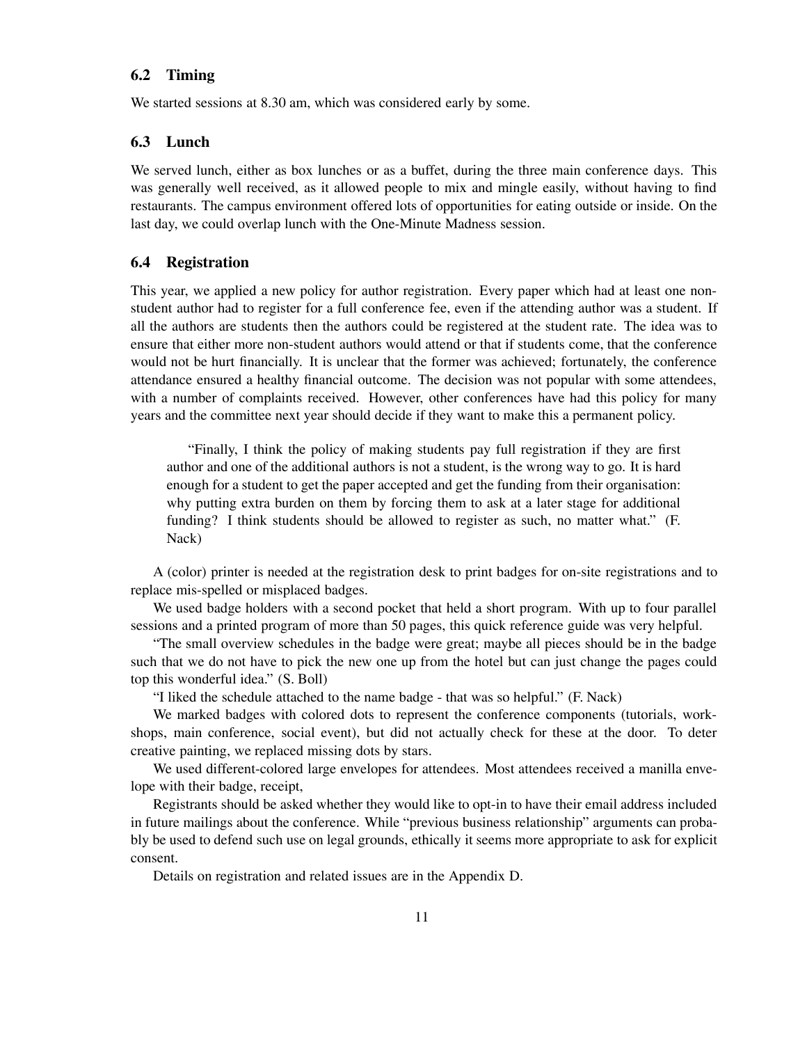### 6.2 Timing

We started sessions at 8.30 am, which was considered early by some.

### 6.3 Lunch

We served lunch, either as box lunches or as a buffet, during the three main conference days. This was generally well received, as it allowed people to mix and mingle easily, without having to find restaurants. The campus environment offered lots of opportunities for eating outside or inside. On the last day, we could overlap lunch with the One-Minute Madness session.

### 6.4 Registration

This year, we applied a new policy for author registration. Every paper which had at least one non-student author had to register for a full conference fee, even if the attending author was a student. If all the authors are students then the authors could be registered at the student rate. The idea was to ensure that either more non-student authors would attend or that if students come, that the conference would not be hurt financially. It is unclear that the former was achieved; fortunately, the conference attendance ensured a healthy financial outcome. The decision was not popular with some attendees, with a number of complaints received. However, other conferences have had this policy for many years and the committee next year should decide if they want to make this a permanent policy.

> "Finally, I think the policy of making students pay full registration if they are first author and one of the additional authors is not a student, is the wrong way to go. It is hard enough for a student to get the paper accepted and get the funding from their organisation: why putting extra burden on them by forcing them to ask at a later stage for additional funding? I think students should be allowed to register as such, no matter what." (F. Nack)

A (color) printer is needed at the registration desk to print badges for on-site registrations and to replace mis-spelled or misplaced badges.

We used badge holders with a second pocket that held a short program. With up to four parallel sessions and a printed program of more than 50 pages, this quick reference guide was very helpful.

"The small overview schedules in the badge were great; maybe all pieces should be in the badge such that we do not have to pick the new one up from the hotel but can just change the pages could top this wonderful idea." (S. Boll)

"I liked the schedule attached to the name badge - that was so helpful." (F. Nack)

We marked badges with colored dots to represent the conference components (tutorials, workshops, main conference, social event), but did not actually check for these at the door. To deter creative painting, we replaced missing dots by stars.

We used different-colored large envelopes for attendees. Most attendees received a manilla envelope with their badge, receipt,

Registrants should be asked whether they would like to opt-in to have their email address included in future mailings about the conference. While "previous business relationship" arguments can probably be used to defend such use on legal grounds, ethically it seems more appropriate to ask for explicit consent.

Details on registration and related issues are in the Appendix D.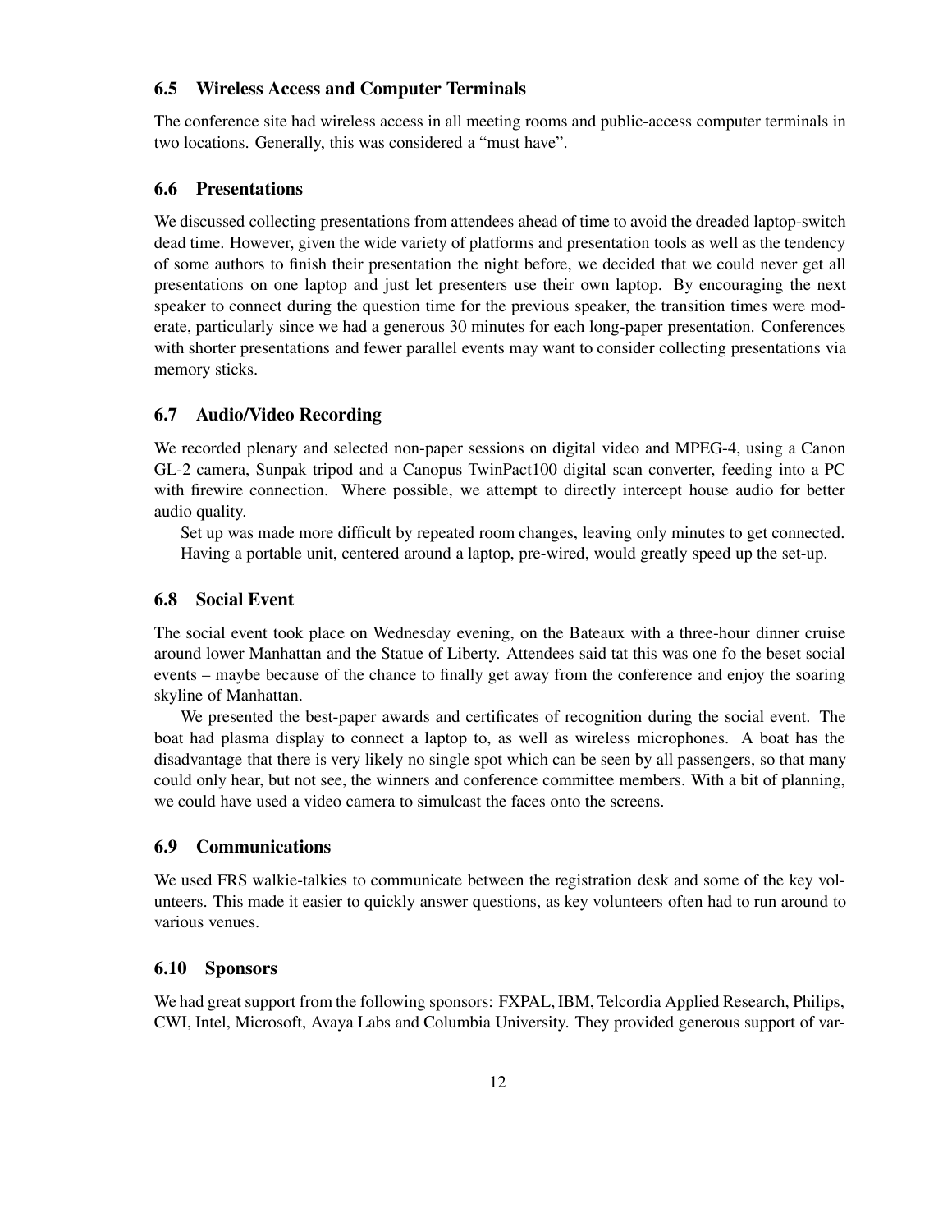### 6.5 Wireless Access and Computer Terminals

The conference site had wireless access in all meeting rooms and public-access computer terminals in two locations. Generally, this was considered a "must have".

### 6.6 Presentations

We discussed collecting presentations from attendees ahead of time to avoid the dreaded laptop-switch dead time. However, given the wide variety of platforms and presentation tools as well as the tendency of some authors to finish their presentation the night before, we decided that we could never get all presentations on one laptop and just let presenters use their own laptop. By encouraging the next speaker to connect during the question time for the previous speaker, the transition times were moderate, particularly since we had a generous 30 minutes for each long-paper presentation. Conferences with shorter presentations and fewer parallel events may want to consider collecting presentations via memory sticks.

### 6.7 Audio/Video Recording

We recorded plenary and selected non-paper sessions on digital video and MPEG-4, using a Canon GL-2 camera, Sunpak tripod and a Canopus TwinPact100 digital scan converter, feeding into a PC with firewire connection. Where possible, we attempt to directly intercept house audio for better audio quality.

Set up was made more difficult by repeated room changes, leaving only minutes to get connected. Having a portable unit, centered around a laptop, pre-wired, would greatly speed up the set-up.

### 6.8 Social Event

The social event took place on Wednesday evening, on the Bateaux with a three-hour dinner cruise around lower Manhattan and the Statue of Liberty. Attendees said tat this was one fo the beset social events – maybe because of the chance to finally get away from the conference and enjoy the soaring skyline of Manhattan.

We presented the best-paper awards and certificates of recognition during the social event. The boat had plasma display to connect a laptop to, as well as wireless microphones. A boat has the disadvantage that there is very likely no single spot which can be seen by all passengers, so that many could only hear, but not see, the winners and conference committee members. With a bit of planning, we could have used a video camera to simulcast the faces onto the screens.

### 6.9 Communications

We used FRS walkie-talkies to communicate between the registration desk and some of the key volunteers. This made it easier to quickly answer questions, as key volunteers often had to run around to various venues.

### 6.10 Sponsors

We had great support from the following sponsors: FXPAL, IBM, Telcordia Applied Research, Philips, CWI, Intel, Microsoft, Avaya Labs and Columbia University. They provided generous support of var-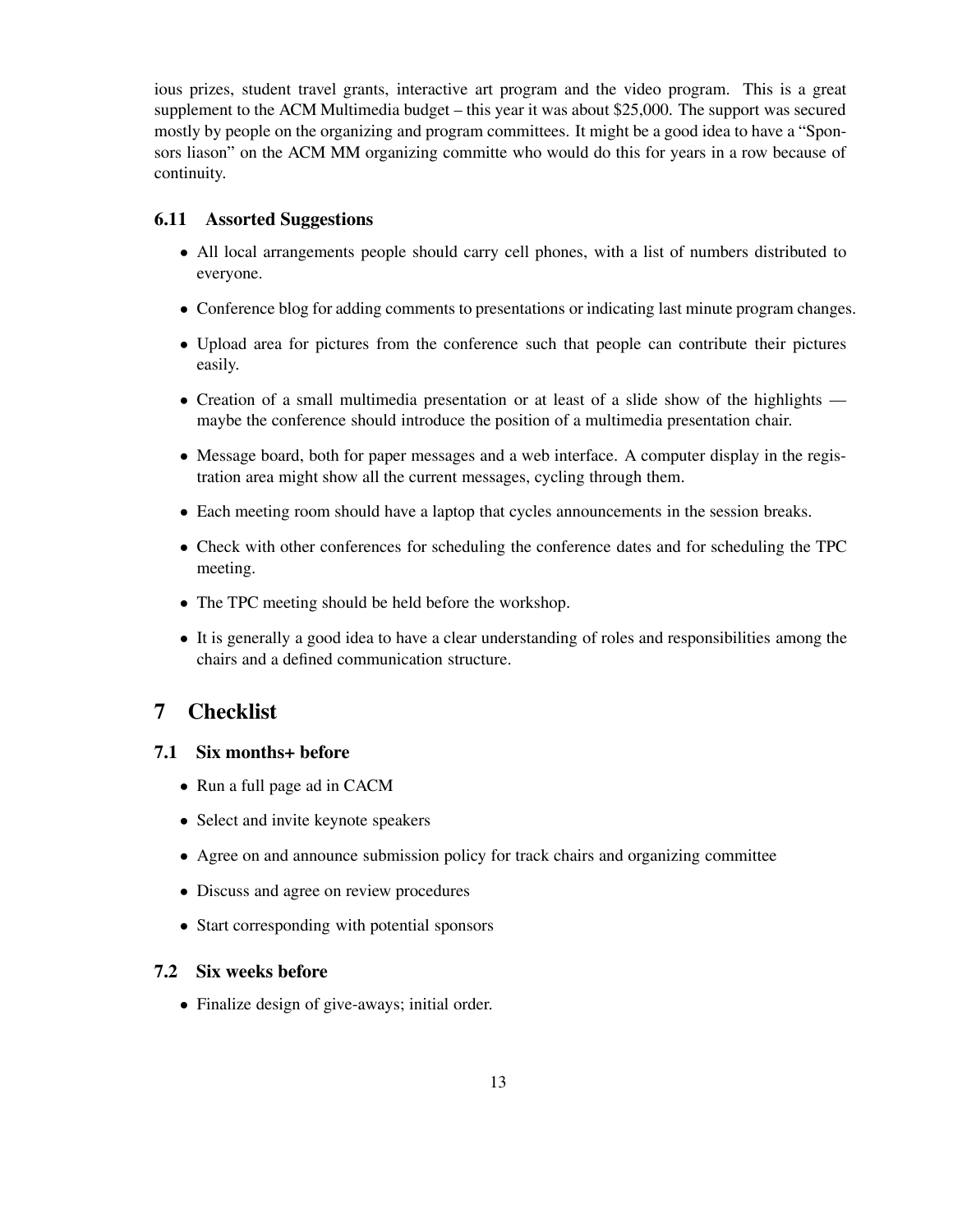ious prizes, student travel grants, interactive art program and the video program. This is a great supplement to the ACM Multimedia budget – this year it was about $25,000. The support was secured mostly by people on the organizing and program committees. It might be a good idea to have a "Sponsors liason" on the ACM MM organizing committe who would do this for years in a row because of continuity.

### 6.11 Assorted Suggestions

- All local arrangements people should carry cell phones, with a list of numbers distributed to everyone.
- Conference blog for adding comments to presentations or indicating last minute program changes.
- Upload area for pictures from the conference such that people can contribute their pictures easily.
- Creation of a small multimedia presentation or at least of a slide show of the highlights — maybe the conference should introduce the position of a multimedia presentation chair.
- Message board, both for paper messages and a web interface. A computer display in the registration area might show all the current messages, cycling through them.
- Each meeting room should have a laptop that cycles announcements in the session breaks.
- Check with other conferences for scheduling the conference dates and for scheduling the TPC meeting.
- The TPC meeting should be held before the workshop.
- It is generally a good idea to have a clear understanding of roles and responsibilities among the chairs and a defined communication structure.

## 7 Checklist

### 7.1 Six months+ before

- Run a full page ad in CACM
- Select and invite keynote speakers
- Agree on and announce submission policy for track chairs and organizing committee
- Discuss and agree on review procedures
- Start corresponding with potential sponsors

### 7.2 Six weeks before

- Finalize design of give-aways; initial order.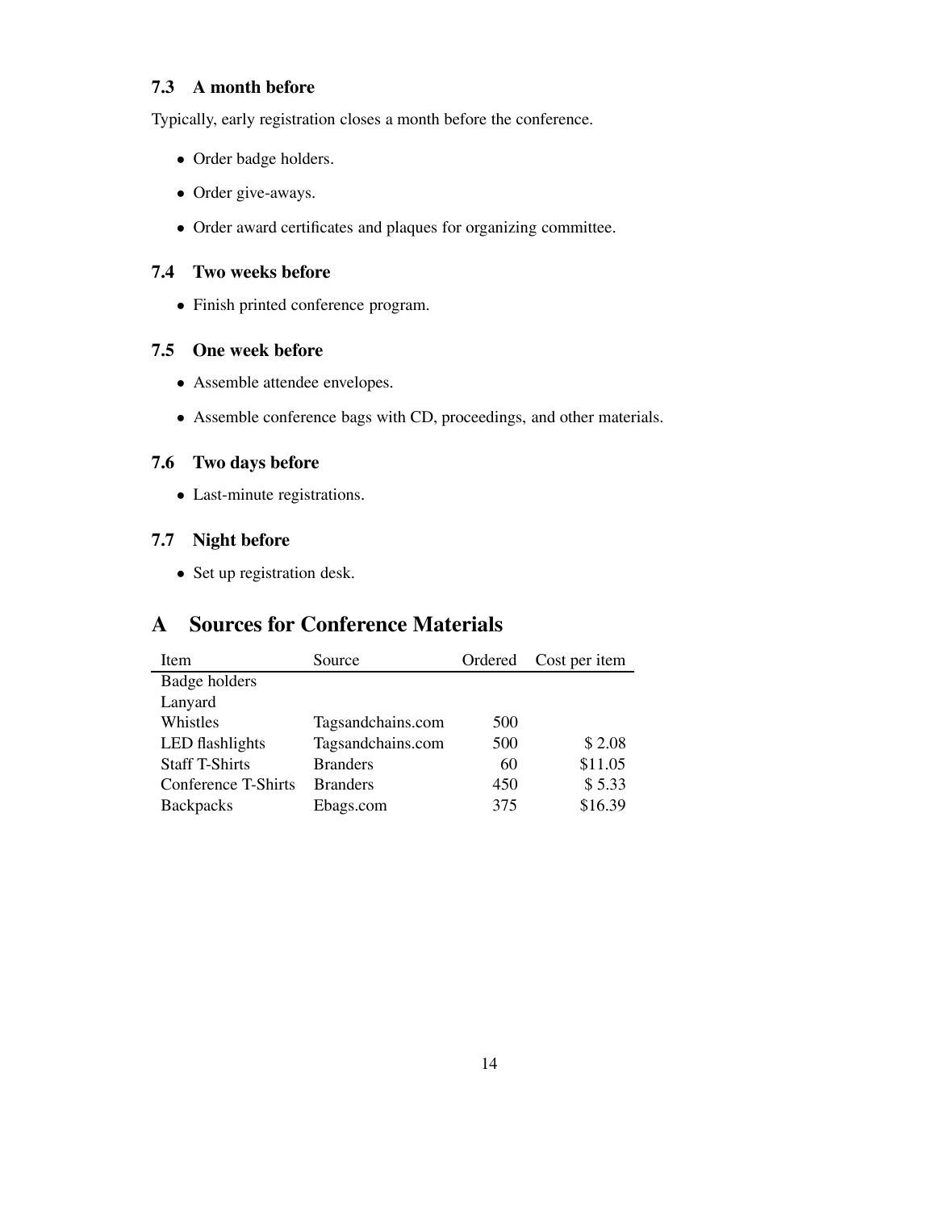### 7.3 A month before

Typically, early registration closes a month before the conference.

- Order badge holders.
- Order give-aways.
- Order award certificates and plaques for organizing committee.

### 7.4 Two weeks before

- Finish printed conference program.

### 7.5 One week before

- Assemble attendee envelopes.
- Assemble conference bags with CD, proceedings, and other materials.

### 7.6 Two days before

- Last-minute registrations.

### 7.7 Night before

- Set up registration desk.

## A Sources for Conference Materials

| Item | Source | Ordered | Cost per item |
|---|---|---|---|
| Badge holders | | | |
| Lanyard | | | |
| Whistles | Tagsandchains.com | 500 | |
| LED flashlights | Tagsandchains.com | 500 | $ 2.08 |
| Staff T-Shirts | Branders | 60 | $11.05 |
| Conference T-Shirts | Branders | 450 | $ 5.33 |
| Backpacks | Ebags.com | 375 | $16.39 |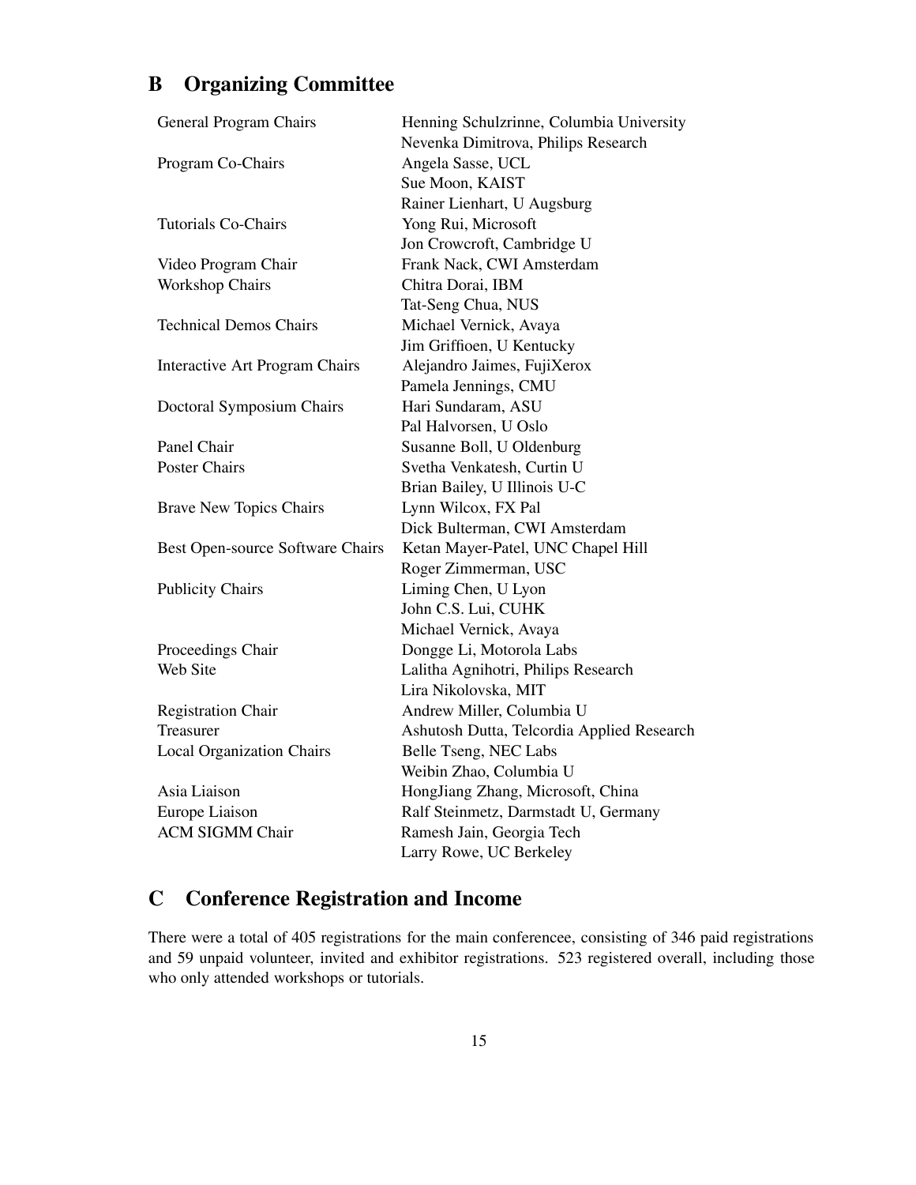## B Organizing Committee

| | |
|---|---|
| General Program Chairs | Henning Schulzrinne, Columbia University |
| | Nevenka Dimitrova, Philips Research |
| Program Co-Chairs | Angela Sasse, UCL |
| | Sue Moon, KAIST |
| | Rainer Lienhart, U Augsburg |
| Tutorials Co-Chairs | Yong Rui, Microsoft |
| | Jon Crowcroft, Cambridge U |
| Video Program Chair | Frank Nack, CWI Amsterdam |
| Workshop Chairs | Chitra Dorai, IBM |
| | Tat-Seng Chua, NUS |
| Technical Demos Chairs | Michael Vernick, Avaya |
| | Jim Griffioen, U Kentucky |
| Interactive Art Program Chairs | Alejandro Jaimes, FujiXerox |
| | Pamela Jennings, CMU |
| Doctoral Symposium Chairs | Hari Sundaram, ASU |
| | Pal Halvorsen, U Oslo |
| Panel Chair | Susanne Boll, U Oldenburg |
| Poster Chairs | Svetha Venkatesh, Curtin U |
| | Brian Bailey, U Illinois U-C |
| Brave New Topics Chairs | Lynn Wilcox, FX Pal |
| | Dick Bulterman, CWI Amsterdam |
| Best Open-source Software Chairs | Ketan Mayer-Patel, UNC Chapel Hill |
| | Roger Zimmerman, USC |
| Publicity Chairs | Liming Chen, U Lyon |
| | John C.S. Lui, CUHK |
| | Michael Vernick, Avaya |
| Proceedings Chair | Dongge Li, Motorola Labs |
| Web Site | Lalitha Agnihotri, Philips Research |
| | Lira Nikolovska, MIT |
| Registration Chair | Andrew Miller, Columbia U |
| Treasurer | Ashutosh Dutta, Telcordia Applied Research |
| Local Organization Chairs | Belle Tseng, NEC Labs |
| | Weibin Zhao, Columbia U |
| Asia Liaison | HongJiang Zhang, Microsoft, China |
| Europe Liaison | Ralf Steinmetz, Darmstadt U, Germany |
| ACM SIGMM Chair | Ramesh Jain, Georgia Tech |
| | Larry Rowe, UC Berkeley |

## C Conference Registration and Income

There were a total of 405 registrations for the main conferencee, consisting of 346 paid registrations and 59 unpaid volunteer, invited and exhibitor registrations. 523 registered overall, including those who only attended workshops or tutorials.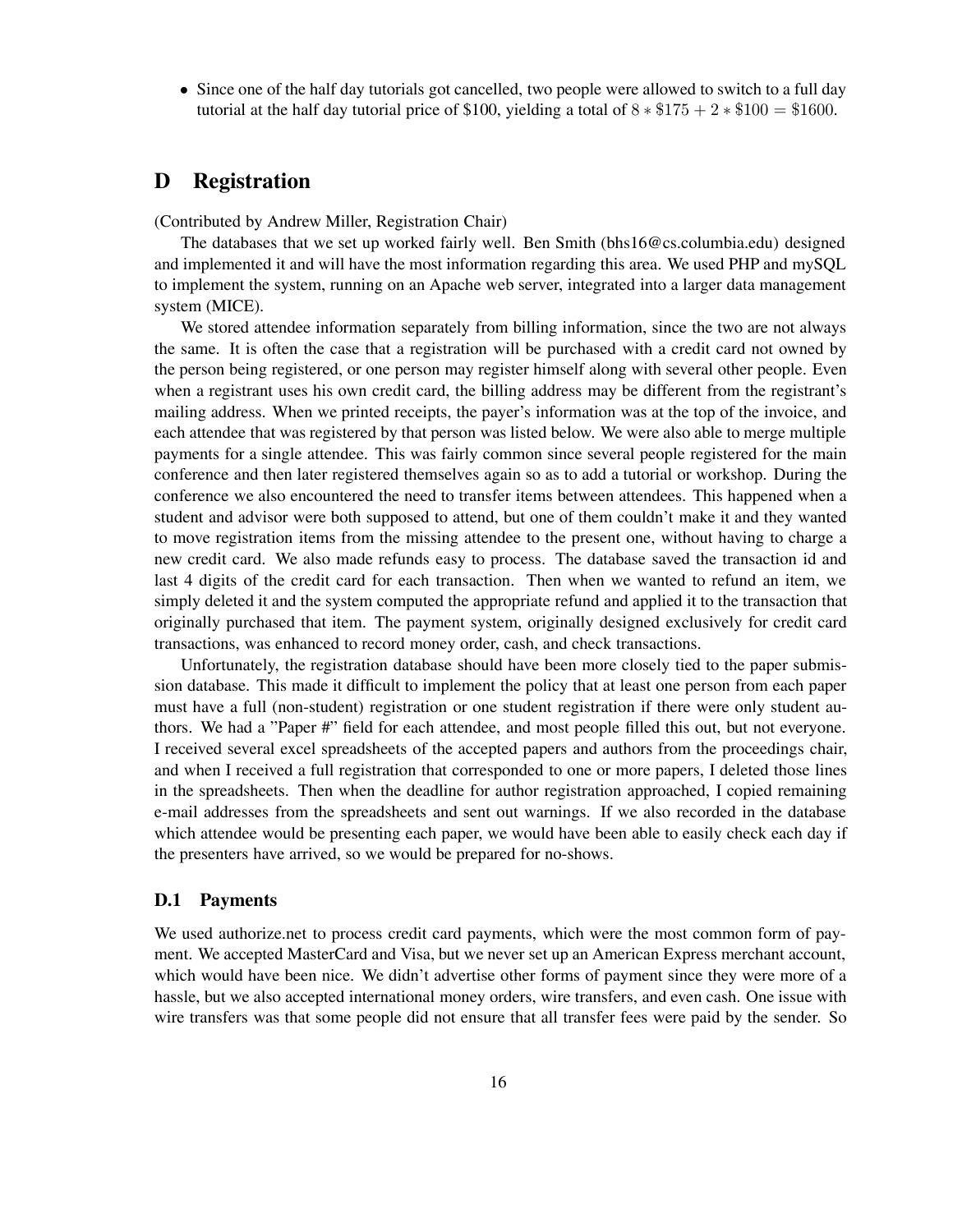- Since one of the half day tutorials got cancelled, two people were allowed to switch to a full day tutorial at the half day tutorial price of \$100, yielding a total of $8 * \$175 + 2 * \$100 = \$1600$.

## D Registration

(Contributed by Andrew Miller, Registration Chair)

The databases that we set up worked fairly well. Ben Smith (bhs16@cs.columbia.edu) designed and implemented it and will have the most information regarding this area. We used PHP and mySQL to implement the system, running on an Apache web server, integrated into a larger data management system (MICE).

We stored attendee information separately from billing information, since the two are not always the same. It is often the case that a registration will be purchased with a credit card not owned by the person being registered, or one person may register himself along with several other people. Even when a registrant uses his own credit card, the billing address may be different from the registrant's mailing address. When we printed receipts, the payer's information was at the top of the invoice, and each attendee that was registered by that person was listed below. We were also able to merge multiple payments for a single attendee. This was fairly common since several people registered for the main conference and then later registered themselves again so as to add a tutorial or workshop. During the conference we also encountered the need to transfer items between attendees. This happened when a student and advisor were both supposed to attend, but one of them couldn't make it and they wanted to move registration items from the missing attendee to the present one, without having to charge a new credit card. We also made refunds easy to process. The database saved the transaction id and last 4 digits of the credit card for each transaction. Then when we wanted to refund an item, we simply deleted it and the system computed the appropriate refund and applied it to the transaction that originally purchased that item. The payment system, originally designed exclusively for credit card transactions, was enhanced to record money order, cash, and check transactions.

Unfortunately, the registration database should have been more closely tied to the paper submission database. This made it difficult to implement the policy that at least one person from each paper must have a full (non-student) registration or one student registration if there were only student authors. We had a "Paper #" field for each attendee, and most people filled this out, but not everyone. I received several excel spreadsheets of the accepted papers and authors from the proceedings chair, and when I received a full registration that corresponded to one or more papers, I deleted those lines in the spreadsheets. Then when the deadline for author registration approached, I copied remaining e-mail addresses from the spreadsheets and sent out warnings. If we also recorded in the database which attendee would be presenting each paper, we would have been able to easily check each day if the presenters have arrived, so we would be prepared for no-shows.

### D.1 Payments

We used authorize.net to process credit card payments, which were the most common form of payment. We accepted MasterCard and Visa, but we never set up an American Express merchant account, which would have been nice. We didn't advertise other forms of payment since they were more of a hassle, but we also accepted international money orders, wire transfers, and even cash. One issue with wire transfers was that some people did not ensure that all transfer fees were paid by the sender. So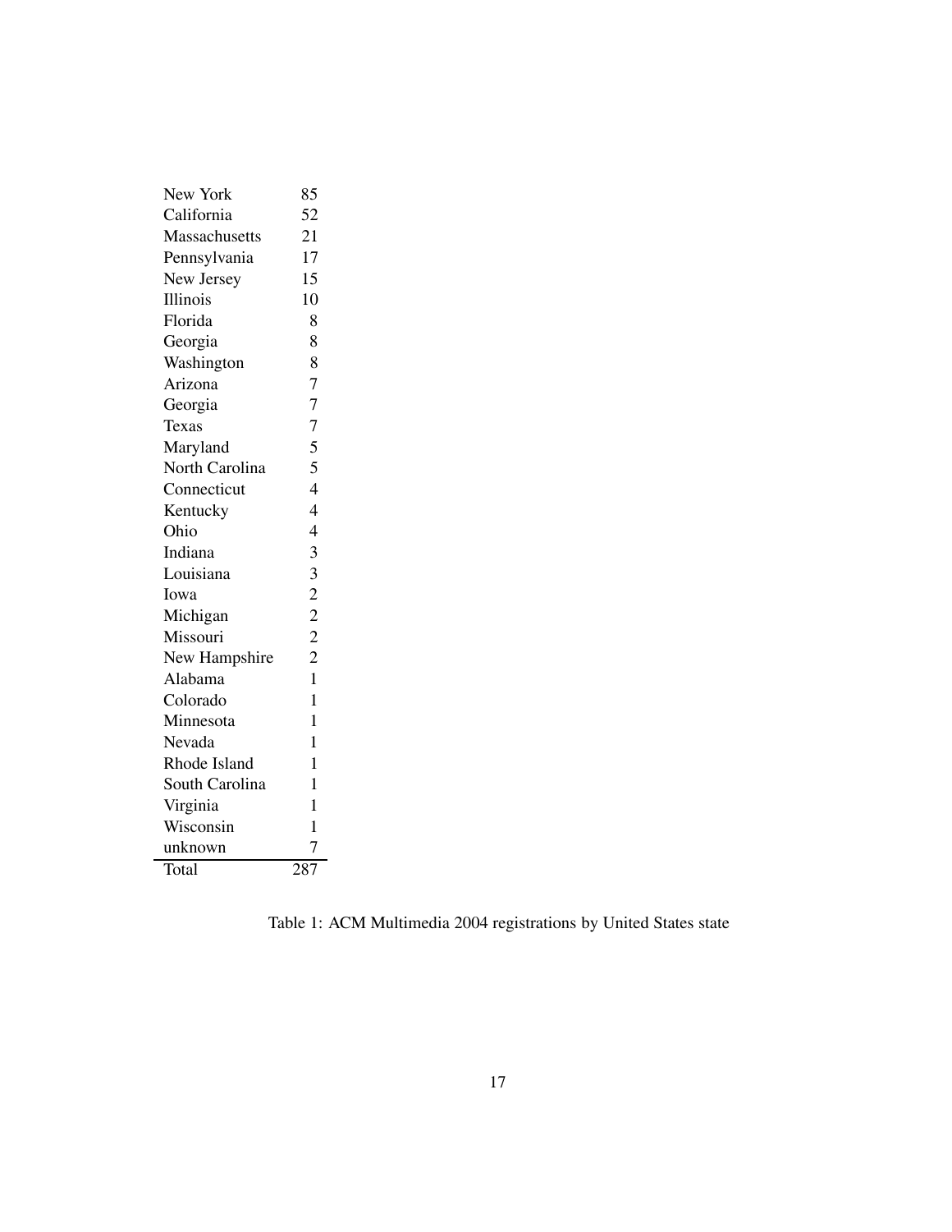| | |
|---|---|
| New York | 85 |
| California | 52 |
| Massachusetts | 21 |
| Pennsylvania | 17 |
| New Jersey | 15 |
| Illinois | 10 |
| Florida | 8 |
| Georgia | 8 |
| Washington | 8 |
| Arizona | 7 |
| Georgia | 7 |
| Texas | 7 |
| Maryland | 5 |
| North Carolina | 5 |
| Connecticut | 4 |
| Kentucky | 4 |
| Ohio | 4 |
| Indiana | 3 |
| Louisiana | 3 |
| Iowa | 2 |
| Michigan | 2 |
| Missouri | 2 |
| New Hampshire | 2 |
| Alabama | 1 |
| Colorado | 1 |
| Minnesota | 1 |
| Nevada | 1 |
| Rhode Island | 1 |
| South Carolina | 1 |
| Virginia | 1 |
| Wisconsin | 1 |
| unknown | 7 |
| Total | 287 |

Table 1: ACM Multimedia 2004 registrations by United States state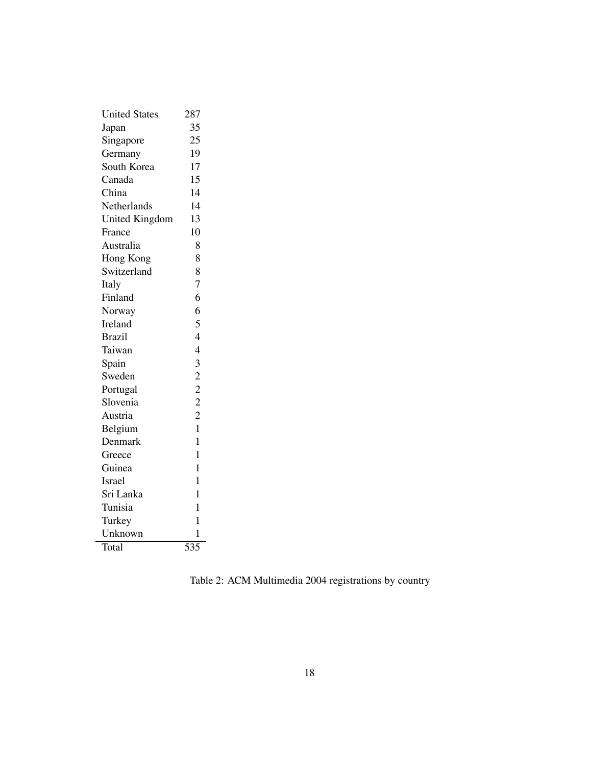| | |
|---|---|
| United States | 287 |
| Japan | 35 |
| Singapore | 25 |
| Germany | 19 |
| South Korea | 17 |
| Canada | 15 |
| China | 14 |
| Netherlands | 14 |
| United Kingdom | 13 |
| France | 10 |
| Australia | 8 |
| Hong Kong | 8 |
| Switzerland | 8 |
| Italy | 7 |
| Finland | 6 |
| Norway | 6 |
| Ireland | 5 |
| Brazil | 4 |
| Taiwan | 4 |
| Spain | 3 |
| Sweden | 2 |
| Portugal | 2 |
| Slovenia | 2 |
| Austria | 2 |
| Belgium | 1 |
| Denmark | 1 |
| Greece | 1 |
| Guinea | 1 |
| Israel | 1 |
| Sri Lanka | 1 |
| Tunisia | 1 |
| Turkey | 1 |
| Unknown | 1 |
| Total | 535 |

Table 2: ACM Multimedia 2004 registrations by country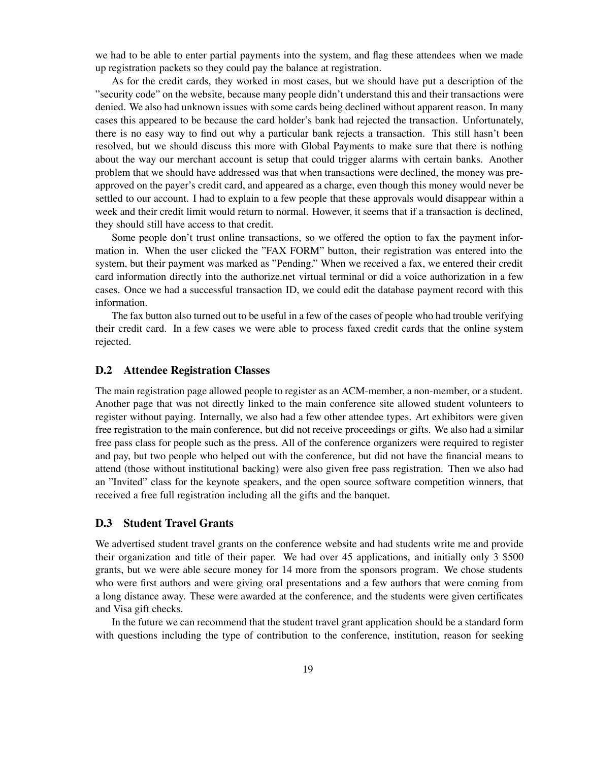we had to be able to enter partial payments into the system, and flag these attendees when we made up registration packets so they could pay the balance at registration.

As for the credit cards, they worked in most cases, but we should have put a description of the "security code" on the website, because many people didn't understand this and their transactions were denied. We also had unknown issues with some cards being declined without apparent reason. In many cases this appeared to be because the card holder's bank had rejected the transaction. Unfortunately, there is no easy way to find out why a particular bank rejects a transaction. This still hasn't been resolved, but we should discuss this more with Global Payments to make sure that there is nothing about the way our merchant account is setup that could trigger alarms with certain banks. Another problem that we should have addressed was that when transactions were declined, the money was pre-approved on the payer's credit card, and appeared as a charge, even though this money would never be settled to our account. I had to explain to a few people that these approvals would disappear within a week and their credit limit would return to normal. However, it seems that if a transaction is declined, they should still have access to that credit.

Some people don't trust online transactions, so we offered the option to fax the payment information in. When the user clicked the "FAX FORM" button, their registration was entered into the system, but their payment was marked as "Pending." When we received a fax, we entered their credit card information directly into the authorize.net virtual terminal or did a voice authorization in a few cases. Once we had a successful transaction ID, we could edit the database payment record with this information.

The fax button also turned out to be useful in a few of the cases of people who had trouble verifying their credit card. In a few cases we were able to process faxed credit cards that the online system rejected.

## D.2 Attendee Registration Classes

The main registration page allowed people to register as an ACM-member, a non-member, or a student. Another page that was not directly linked to the main conference site allowed student volunteers to register without paying. Internally, we also had a few other attendee types. Art exhibitors were given free registration to the main conference, but did not receive proceedings or gifts. We also had a similar free pass class for people such as the press. All of the conference organizers were required to register and pay, but two people who helped out with the conference, but did not have the financial means to attend (those without institutional backing) were also given free pass registration. Then we also had an "Invited" class for the keynote speakers, and the open source software competition winners, that received a free full registration including all the gifts and the banquet.

## D.3 Student Travel Grants

We advertised student travel grants on the conference website and had students write me and provide their organization and title of their paper. We had over 45 applications, and initially only 3 $500 grants, but we were able secure money for 14 more from the sponsors program. We chose students who were first authors and were giving oral presentations and a few authors that were coming from a long distance away. These were awarded at the conference, and the students were given certificates and Visa gift checks.

In the future we can recommend that the student travel grant application should be a standard form with questions including the type of contribution to the conference, institution, reason for seeking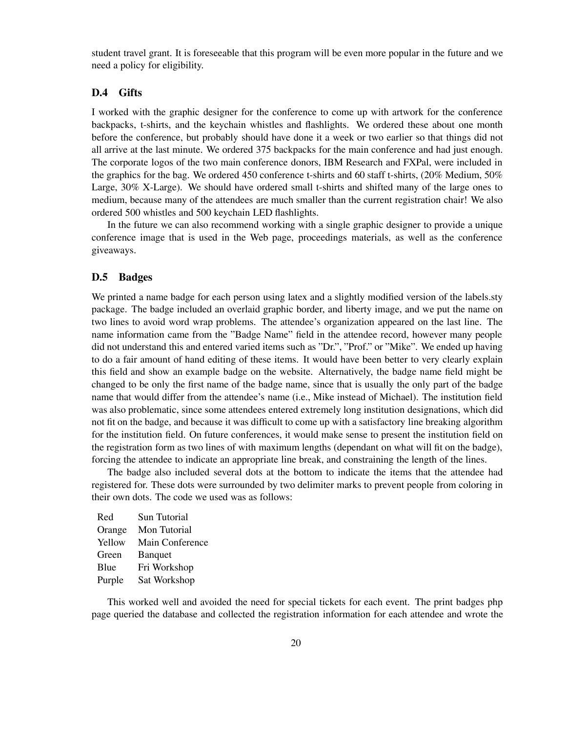student travel grant. It is foreseeable that this program will be even more popular in the future and we need a policy for eligibility.

### D.4 Gifts

I worked with the graphic designer for the conference to come up with artwork for the conference backpacks, t-shirts, and the keychain whistles and flashlights. We ordered these about one month before the conference, but probably should have done it a week or two earlier so that things did not all arrive at the last minute. We ordered 375 backpacks for the main conference and had just enough. The corporate logos of the two main conference donors, IBM Research and FXPal, were included in the graphics for the bag. We ordered 450 conference t-shirts and 60 staff t-shirts, (20% Medium, 50% Large, 30% X-Large). We should have ordered small t-shirts and shifted many of the large ones to medium, because many of the attendees are much smaller than the current registration chair! We also ordered 500 whistles and 500 keychain LED flashlights.

In the future we can also recommend working with a single graphic designer to provide a unique conference image that is used in the Web page, proceedings materials, as well as the conference giveaways.

### D.5 Badges

We printed a name badge for each person using latex and a slightly modified version of the labels.sty package. The badge included an overlaid graphic border, and liberty image, and we put the name on two lines to avoid word wrap problems. The attendee's organization appeared on the last line. The name information came from the "Badge Name" field in the attendee record, however many people did not understand this and entered varied items such as "Dr.", "Prof." or "Mike". We ended up having to do a fair amount of hand editing of these items. It would have been better to very clearly explain this field and show an example badge on the website. Alternatively, the badge name field might be changed to be only the first name of the badge name, since that is usually the only part of the badge name that would differ from the attendee's name (i.e., Mike instead of Michael). The institution field was also problematic, since some attendees entered extremely long institution designations, which did not fit on the badge, and because it was difficult to come up with a satisfactory line breaking algorithm for the institution field. On future conferences, it would make sense to present the institution field on the registration form as two lines of with maximum lengths (dependant on what will fit on the badge), forcing the attendee to indicate an appropriate line break, and constraining the length of the lines.

The badge also included several dots at the bottom to indicate the items that the attendee had registered for. These dots were surrounded by two delimiter marks to prevent people from coloring in their own dots. The code we used was as follows:

| | |
|---|---|
| Red | Sun Tutorial |
| Orange | Mon Tutorial |
| Yellow | Main Conference |
| Green | Banquet |
| Blue | Fri Workshop |
| Purple | Sat Workshop |

This worked well and avoided the need for special tickets for each event. The print badges php page queried the database and collected the registration information for each attendee and wrote the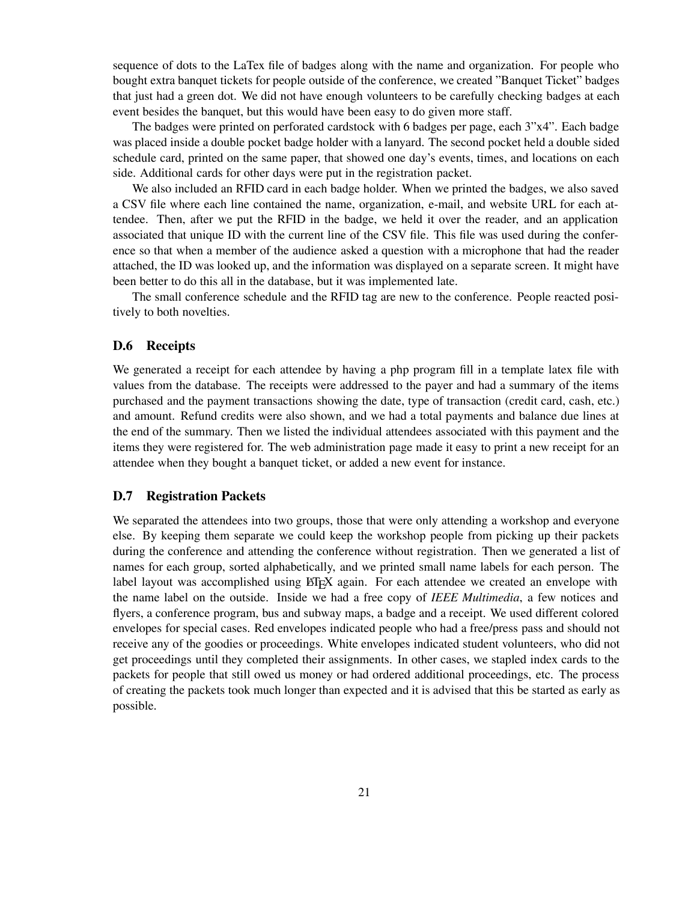sequence of dots to the LaTex file of badges along with the name and organization. For people who bought extra banquet tickets for people outside of the conference, we created "Banquet Ticket" badges that just had a green dot. We did not have enough volunteers to be carefully checking badges at each event besides the banquet, but this would have been easy to do given more staff.

The badges were printed on perforated cardstock with 6 badges per page, each 3"x4". Each badge was placed inside a double pocket badge holder with a lanyard. The second pocket held a double sided schedule card, printed on the same paper, that showed one day's events, times, and locations on each side. Additional cards for other days were put in the registration packet.

We also included an RFID card in each badge holder. When we printed the badges, we also saved a CSV file where each line contained the name, organization, e-mail, and website URL for each attendee. Then, after we put the RFID in the badge, we held it over the reader, and an application associated that unique ID with the current line of the CSV file. This file was used during the conference so that when a member of the audience asked a question with a microphone that had the reader attached, the ID was looked up, and the information was displayed on a separate screen. It might have been better to do this all in the database, but it was implemented late.

The small conference schedule and the RFID tag are new to the conference. People reacted positively to both novelties.

### D.6 Receipts

We generated a receipt for each attendee by having a php program fill in a template latex file with values from the database. The receipts were addressed to the payer and had a summary of the items purchased and the payment transactions showing the date, type of transaction (credit card, cash, etc.) and amount. Refund credits were also shown, and we had a total payments and balance due lines at the end of the summary. Then we listed the individual attendees associated with this payment and the items they were registered for. The web administration page made it easy to print a new receipt for an attendee when they bought a banquet ticket, or added a new event for instance.

### D.7 Registration Packets

We separated the attendees into two groups, those that were only attending a workshop and everyone else. By keeping them separate we could keep the workshop people from picking up their packets during the conference and attending the conference without registration. Then we generated a list of names for each group, sorted alphabetically, and we printed small name labels for each person. The label layout was accomplished using LaTeX again. For each attendee we created an envelope with the name label on the outside. Inside we had a free copy of *IEEE Multimedia*, a few notices and flyers, a conference program, bus and subway maps, a badge and a receipt. We used different colored envelopes for special cases. Red envelopes indicated people who had a free/press pass and should not receive any of the goodies or proceedings. White envelopes indicated student volunteers, who did not get proceedings until they completed their assignments. In other cases, we stapled index cards to the packets for people that still owed us money or had ordered additional proceedings, etc. The process of creating the packets took much longer than expected and it is advised that this be started as early as possible.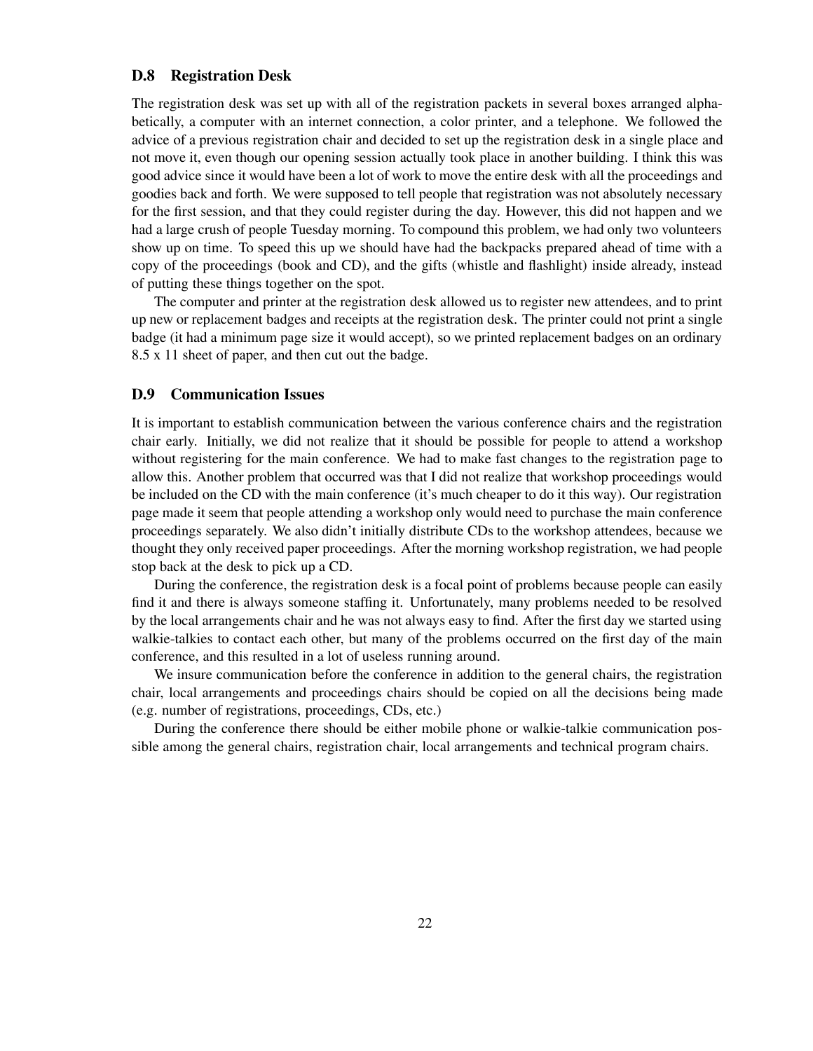### D.8 Registration Desk

The registration desk was set up with all of the registration packets in several boxes arranged alphabetically, a computer with an internet connection, a color printer, and a telephone. We followed the advice of a previous registration chair and decided to set up the registration desk in a single place and not move it, even though our opening session actually took place in another building. I think this was good advice since it would have been a lot of work to move the entire desk with all the proceedings and goodies back and forth. We were supposed to tell people that registration was not absolutely necessary for the first session, and that they could register during the day. However, this did not happen and we had a large crush of people Tuesday morning. To compound this problem, we had only two volunteers show up on time. To speed this up we should have had the backpacks prepared ahead of time with a copy of the proceedings (book and CD), and the gifts (whistle and flashlight) inside already, instead of putting these things together on the spot.

The computer and printer at the registration desk allowed us to register new attendees, and to print up new or replacement badges and receipts at the registration desk. The printer could not print a single badge (it had a minimum page size it would accept), so we printed replacement badges on an ordinary 8.5 x 11 sheet of paper, and then cut out the badge.

### D.9 Communication Issues

It is important to establish communication between the various conference chairs and the registration chair early. Initially, we did not realize that it should be possible for people to attend a workshop without registering for the main conference. We had to make fast changes to the registration page to allow this. Another problem that occurred was that I did not realize that workshop proceedings would be included on the CD with the main conference (it's much cheaper to do it this way). Our registration page made it seem that people attending a workshop only would need to purchase the main conference proceedings separately. We also didn't initially distribute CDs to the workshop attendees, because we thought they only received paper proceedings. After the morning workshop registration, we had people stop back at the desk to pick up a CD.

During the conference, the registration desk is a focal point of problems because people can easily find it and there is always someone staffing it. Unfortunately, many problems needed to be resolved by the local arrangements chair and he was not always easy to find. After the first day we started using walkie-talkies to contact each other, but many of the problems occurred on the first day of the main conference, and this resulted in a lot of useless running around.

We insure communication before the conference in addition to the general chairs, the registration chair, local arrangements and proceedings chairs should be copied on all the decisions being made (e.g. number of registrations, proceedings, CDs, etc.)

During the conference there should be either mobile phone or walkie-talkie communication possible among the general chairs, registration chair, local arrangements and technical program chairs.